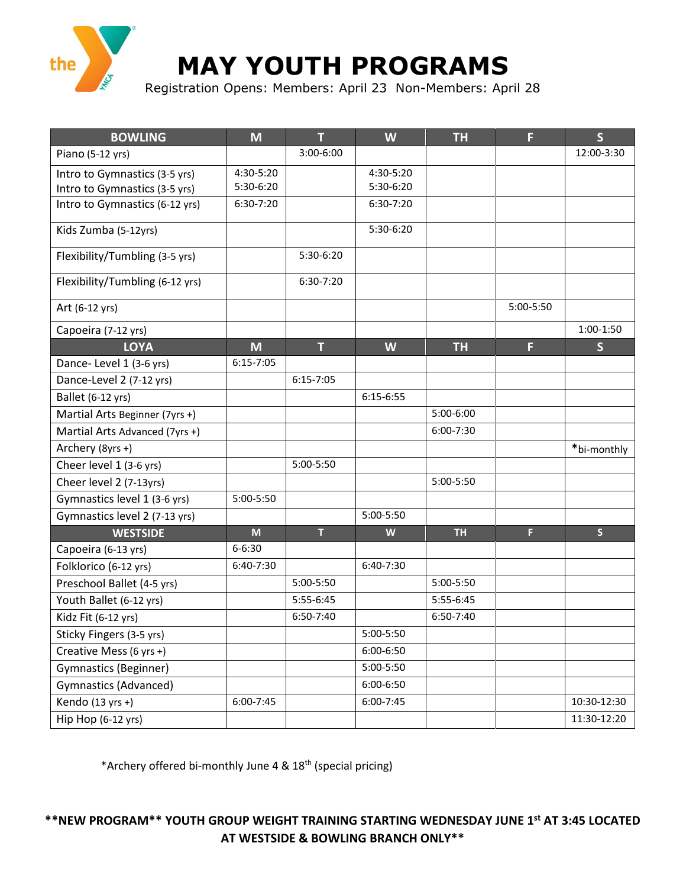# MAY YOUTH PROGRAMS

Registration Opens: Members: April 23 Non-Members: April 28

| BOWLING | M | T | W | TH | F | S |
|---|---|---|---|---|---|---|
| Piano (5-12 yrs) | | 3:00-6:00 | | | | 12:00-3:30 |
| Intro to Gymnastics (3-5 yrs)<br>Intro to Gymnastics (3-5 yrs) | 4:30-5:20<br>5:30-6:20 | | 4:30-5:20<br>5:30-6:20 | | | |
| Intro to Gymnastics (6-12 yrs) | 6:30-7:20 | | 6:30-7:20 | | | |
| Kids Zumba (5-12yrs) | | | 5:30-6:20 | | | |
| Flexibility/Tumbling (3-5 yrs) | | 5:30-6:20 | | | | |
| Flexibility/Tumbling (6-12 yrs) | | 6:30-7:20 | | | | |
| Art (6-12 yrs) | | | | | 5:00-5:50 | |
| Capoeira (7-12 yrs) | | | | | | 1:00-1:50 |
| **LOYA** | **M** | **T** | **W** | **TH** | **F** | **S** |
| Dance- Level 1 (3-6 yrs) | 6:15-7:05 | | | | | |
| Dance-Level 2 (7-12 yrs) | | 6:15-7:05 | | | | |
| Ballet (6-12 yrs) | | | 6:15-6:55 | | | |
| Martial Arts Beginner (7yrs +) | | | | 5:00-6:00 | | |
| Martial Arts Advanced (7yrs +) | | | | 6:00-7:30 | | |
| Archery (8yrs +) | | | | | | *bi-monthly |
| Cheer level 1 (3-6 yrs) | | 5:00-5:50 | | | | |
| Cheer level 2 (7-13yrs) | | | | 5:00-5:50 | | |
| Gymnastics level 1 (3-6 yrs) | 5:00-5:50 | | | | | |
| Gymnastics level 2 (7-13 yrs) | | | 5:00-5:50 | | | |
| **WESTSIDE** | **M** | **T** | **W** | **TH** | **F** | **S** |
| Capoeira (6-13 yrs) | 6-6:30 | | | | | |
| Folklorico (6-12 yrs) | 6:40-7:30 | | 6:40-7:30 | | | |
| Preschool Ballet (4-5 yrs) | | 5:00-5:50 | | 5:00-5:50 | | |
| Youth Ballet (6-12 yrs) | | 5:55-6:45 | | 5:55-6:45 | | |
| Kidz Fit (6-12 yrs) | | 6:50-7:40 | | 6:50-7:40 | | |
| Sticky Fingers (3-5 yrs) | | | 5:00-5:50 | | | |
| Creative Mess (6 yrs +) | | | 6:00-6:50 | | | |
| Gymnastics (Beginner) | | | 5:00-5:50 | | | |
| Gymnastics (Advanced) | | | 6:00-6:50 | | | |
| Kendo (13 yrs +) | 6:00-7:45 | | 6:00-7:45 | | | 10:30-12:30 |
| Hip Hop (6-12 yrs) | | | | | | 11:30-12:20 |

*Archery offered bi-monthly June 4 & 18th (special pricing)

**\*\*NEW PROGRAM\*\* YOUTH GROUP WEIGHT TRAINING STARTING WEDNESDAY JUNE 1st AT 3:45 LOCATED AT WESTSIDE & BOWLING BRANCH ONLY\*\***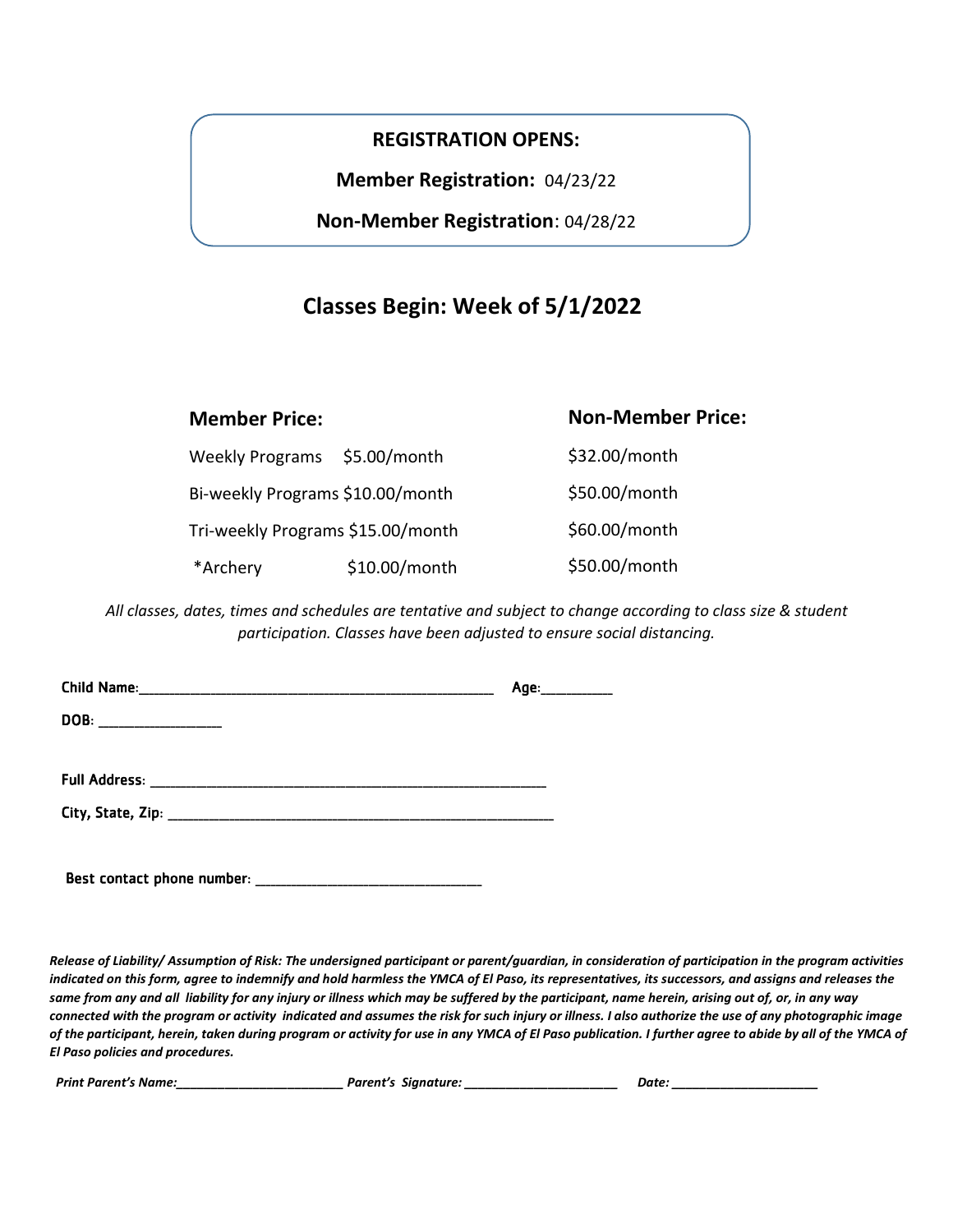**REGISTRATION OPENS:**

**Member Registration:** 04/23/22

**Non-Member Registration**: 04/28/22

## Classes Begin: Week of 5/1/2022

| **Member Price:** | | **Non-Member Price:** |
|---|---|---|
| Weekly Programs | $5.00/month | $32.00/month |
| Bi-weekly Programs | $10.00/month | $50.00/month |
| Tri-weekly Programs | $15.00/month | $60.00/month |
| *Archery | $10.00/month | $50.00/month |

*All classes, dates, times and schedules are tentative and subject to change according to class size & student participation. Classes have been adjusted to ensure social distancing.*

Child Name:_______________________________________________ Age:_________

DOB: ________________

Full Address: ____________________________________________________

City, State, Zip: __________________________________________________

Best contact phone number: ______________________________

*Release of Liability/ Assumption of Risk: The undersigned participant or parent/guardian, in consideration of participation in the program activities indicated on this form, agree to indemnify and hold harmless the YMCA of El Paso, its representatives, its successors, and assigns and releases the same from any and all liability for any injury or illness which may be suffered by the participant, name herein, arising out of, or, in any way connected with the program or activity indicated and assumes the risk for such injury or illness. I also authorize the use of any photographic image of the participant, herein, taken during program or activity for use in any YMCA of El Paso publication. I further agree to abide by all of the YMCA of El Paso policies and procedures.*

*Print Parent's Name:________________________ Parent's Signature: ______________________ Date: _____________________*